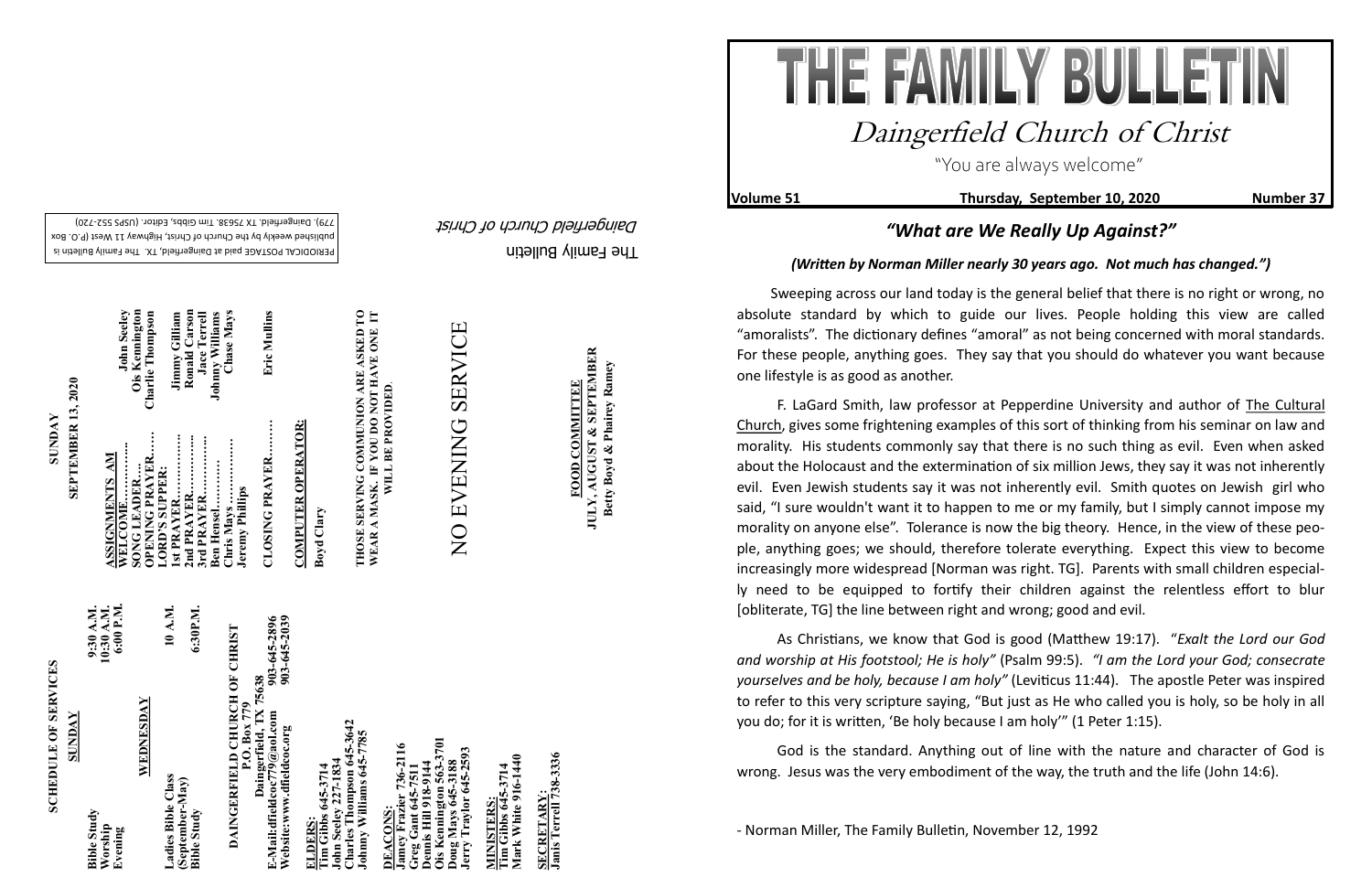SCHEDULE OF SERVICES

**SUNDAY**

| | |
|---|---|
| Bible Study | 9:30 A.M. |
| Worship | 10:30 A.M. |
| Evening | 6:00 P.M. |

**WEDNESDAY**

| | |
|---|---|
| Ladies Bible Class (September-May) | 10 A.M. |
| Bible Study | 6:30P.M. |

**DAINGERFIELD CHURCH OF CHRIST**
**P.O. Box 779**
**Daingerfield, TX 75638**
**E-Mail:dfieldcoc779@aol.com 903-645-2896**
**Website:www.dfieldcoc.org 903-645-2039**

**ELDERS:**
Tim Gibbs 645-3714
John Seeley 227-1834
Charles Thompson 645-3642
Johnny Williams 645-7785

**DEACONS:**
Jamey Frazier 736-2116
Greg Gant 645-7511
Dennis Hill 918-9144
Ois Kennington 563-3701
Doug Mays 645-3188
Jerry Traylor 645-2593

**MINISTERS:**
Tim Gibbs 645-3714
Mark White 916-1440

**SECRETARY:**
Janis Terrell 738-3336

**SUNDAY**
**SEPTEMBER 13, 2020**

**ASSIGNMENTS AM**
WELCOME............ John Seeley
SONG LEADER.... Ois Kennington
OPENING PRAYER...... Charlie Thompson
LORD'S SUPPER:
1st PRAYER............... Jimmy Gilliam
2nd PRAYER............... Ronald Carson
3rd PRAYER............ Jace Terrell
Ben Hensel............ Johnny Williams
Chris Mays.................. Chase Mays
Jeremy Phillips

CLOSING PRAYER......... Eric Mullins

**COMPUTER OPERATOR:**
Boyd Clary

**THOSE SERVING COMMUNION ARE ASKED TO WEAR A MASK. IF YOU DO NOT HAVE ONE IT WILL BE PROVIDED.**

NO EVENING SERVICE

**FOOD COMMITTEE**
**JULY, AUGUST & SEPTEMBER**
**Betty Boyd & Phairey Ramey**

The Family Bulletin
*Daingerfield Church of Christ*

PERIODICAL POSTAGE paid at Daingerfield, TX. The Family Bulletin is published weekly by the Church of Christ, Highway 11 West (P.O. Box 779), Daingerfield, TX 75638. Tim Gibbs, Editor. (USPS 552-720)

# THE FAMILY BULLETIN

## Daingerfield Church of Christ

"You are always welcome"

**Volume 51** **Thursday, September 10, 2020** **Number 37**

## *"What are We Really Up Against?"*

***(Written by Norman Miller nearly 30 years ago. Not much has changed.")***

Sweeping across our land today is the general belief that there is no right or wrong, no absolute standard by which to guide our lives. People holding this view are called "amoralists". The dictionary defines "amoral" as not being concerned with moral standards. For these people, anything goes. They say that you should do whatever you want because one lifestyle is as good as another.

F. LaGard Smith, law professor at Pepperdine University and author of The Cultural Church, gives some frightening examples of this sort of thinking from his seminar on law and morality. His students commonly say that there is no such thing as evil. Even when asked about the Holocaust and the extermination of six million Jews, they say it was not inherently evil. Even Jewish students say it was not inherently evil. Smith quotes on Jewish girl who said, "I sure wouldn't want it to happen to me or my family, but I simply cannot impose my morality on anyone else". Tolerance is now the big theory. Hence, in the view of these people, anything goes; we should, therefore tolerate everything. Expect this view to become increasingly more widespread [Norman was right. TG]. Parents with small children especially need to be equipped to fortify their children against the relentless effort to blur [obliterate, TG] the line between right and wrong; good and evil.

As Christians, we know that God is good (Matthew 19:17). "*Exalt the Lord our God and worship at His footstool; He is holy*" (Psalm 99:5). *"I am the Lord your God; consecrate yourselves and be holy, because I am holy"* (Leviticus 11:44). The apostle Peter was inspired to refer to this very scripture saying, "But just as He who called you is holy, so be holy in all you do; for it is written, 'Be holy because I am holy'" (1 Peter 1:15).

God is the standard. Anything out of line with the nature and character of God is wrong. Jesus was the very embodiment of the way, the truth and the life (John 14:6).

- Norman Miller, The Family Bulletin, November 12, 1992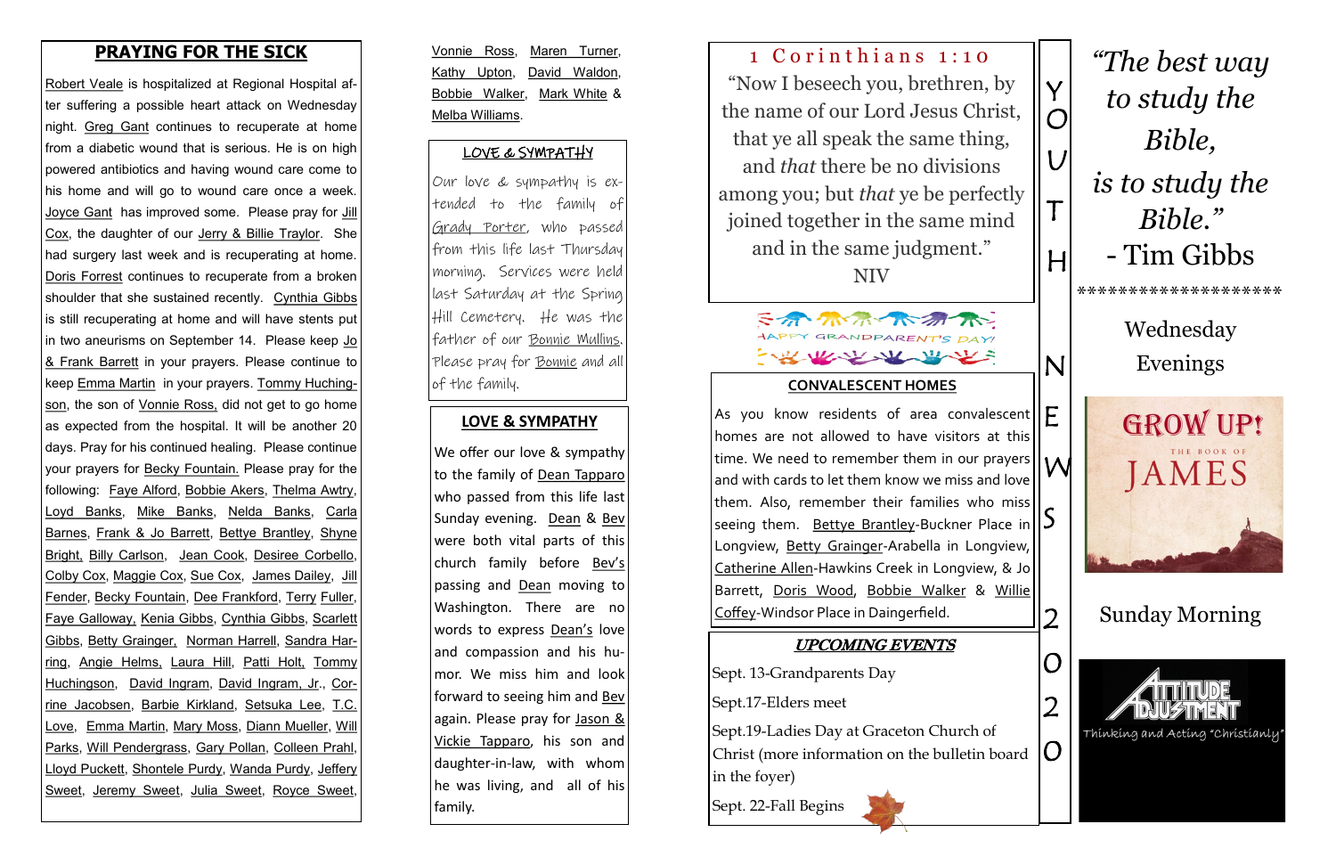## PRAYING FOR THE SICK

Robert Veale is hospitalized at Regional Hospital after suffering a possible heart attack on Wednesday night. Greg Gant continues to recuperate at home from a diabetic wound that is serious. He is on high powered antibiotics and having wound care come to his home and will go to wound care once a week. Joyce Gant has improved some. Please pray for Jill Cox, the daughter of our Jerry & Billie Traylor. She had surgery last week and is recuperating at home. Doris Forrest continues to recuperate from a broken shoulder that she sustained recently. Cynthia Gibbs is still recuperating at home and will have stents put in two aneurisms on September 14. Please keep Jo & Frank Barrett in your prayers. Please continue to keep Emma Martin in your prayers. Tommy Huchingson, the son of Vonnie Ross, did not go home as expected from the hospital. It will be another 20 days. Pray for his continued healing. Please continue your prayers for Becky Fountain. Please pray for the following: Faye Alford, Bobbie Akers, Thelma Awtry, Loyd Banks, Mike Banks, Nelda Banks, Carla Barnes, Frank & Jo Barrett, Bettye Brantley, Shyne Bright, Billy Carlson, Jean Cook, Desiree Corbello, Colby Cox, Maggie Cox, Sue Cox, James Dailey, Jill Fender, Becky Fountain, Dee Frankford, Terry Fuller, Faye Galloway, Kenia Gibbs, Cynthia Gibbs, Scarlett Gibbs, Betty Grainger, Norman Harrell, Sandra Harring, Angie Helms, Laura Hill, Patti Holt, Tommy Huchingson, David Ingram, David Ingram, Jr., Corrine Jacobsen, Barbie Kirkland, Setsuka Lee, T.C. Love, Emma Martin, Mary Moss, Diann Mueller, Will Parks, Will Pendergrass, Gary Pollan, Colleen Prahl, Lloyd Puckett, Shontele Purdy, Wanda Purdy, Jeffery Sweet, Jeremy Sweet, Julia Sweet, Royce Sweet, Vonnie Ross, Maren Turner, Kathy Upton, David Waldon, Bobbie Walker, Mark White & Melba Williams.

## LOVE & SYMPATHY

Our love & sympathy is extended to the family of Grady Porter, who passed from this life last Thursday morning. Services were held last Saturday at the Spring Hill Cemetery. He was the father of our Bonnie Mullins. Please pray for Bonnie and all of the family.

## LOVE & SYMPATHY

We offer our love & sympathy to the family of Dean Tapparo who passed from this life last Sunday evening. Dean & Bev were both vital parts of this church family before Bev's passing and Dean moving to Washington. There are no words to express Dean's love and compassion and his humor. We miss him and look forward to seeing him and Bev again. Please pray for Jason & Vickie Tapparo, his son and daughter-in-law, with whom he was living, and all of his family.

## 1 Corinthians 1:10

"Now I beseech you, brethren, by the name of our Lord Jesus Christ, that ye all speak the same thing, and *that* there be no divisions among you; but *that* ye be perfectly joined together in the same mind and in the same judgment." NIV

HAPPY GRANDPARENT'S DAY!

## CONVALESCENT HOMES

As you know residents of area convalescent homes are not allowed to have visitors at this time. We need to remember them in our prayers and with cards to let them know we miss and love them. Also, remember their families who miss seeing them. Bettye Brantley-Buckner Place in Longview, Betty Grainger-Arabella in Longview, Catherine Allen-Hawkins Creek in Longview, & Jo Barrett, Doris Wood, Bobbie Walker & Willie Coffey-Windsor Place in Daingerfield.

## UPCOMING EVENTS

Sept. 13-Grandparents Day

Sept.17-Elders meet

Sept.19-Ladies Day at Graceton Church of Christ (more information on the bulletin board in the foyer)

Sept. 22-Fall Begins

## YOUTH NEWS 2020

*"The best way to study the Bible, is to study the Bible."*
- Tim Gibbs

********************

Wednesday Evenings

GROW UP! THE BOOK OF JAMES

Sunday Morning

ATTITUDE ADJUSTMENT
Thinking and Acting "Christianly"